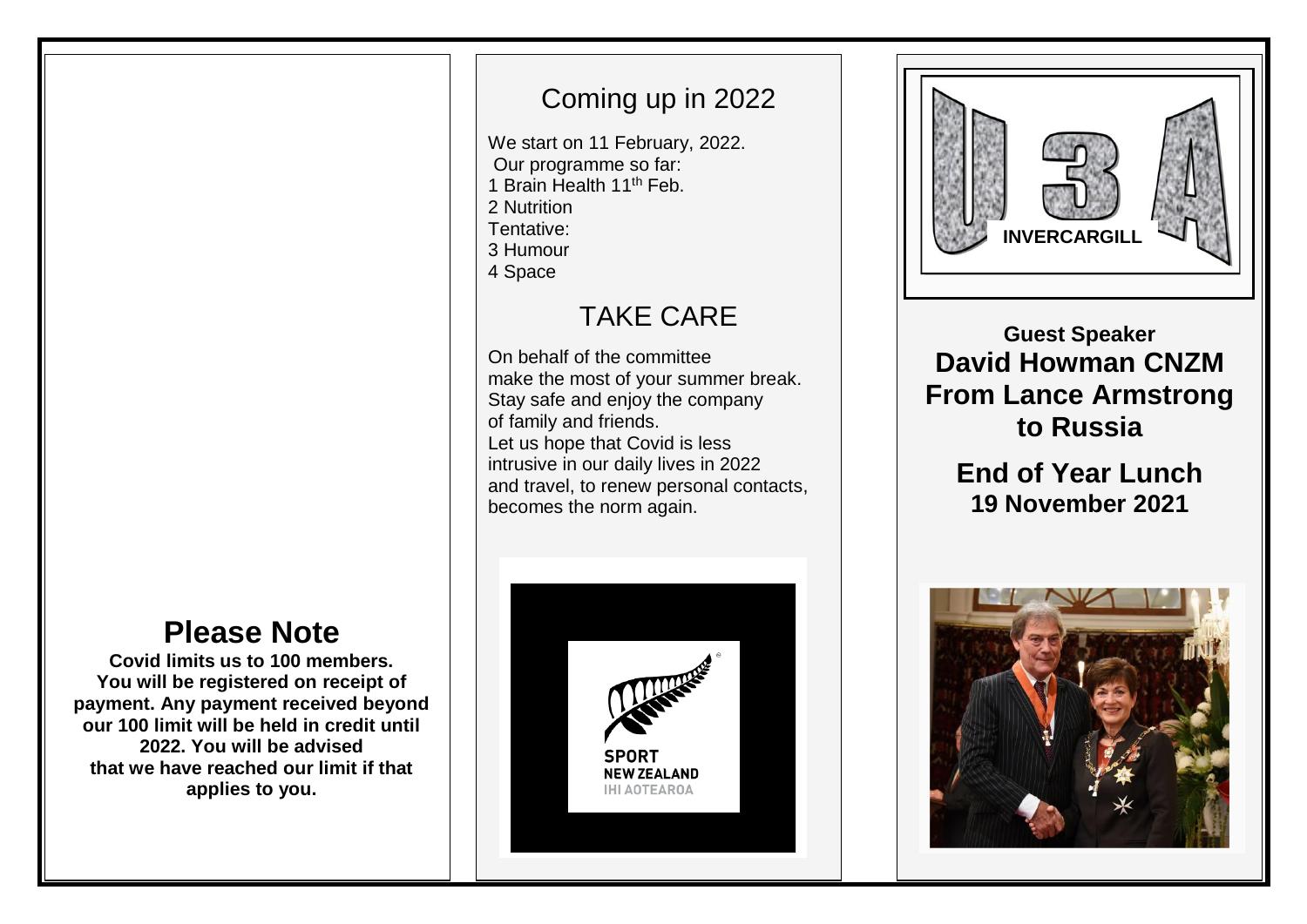## Please Note

**Covid limits us to 100 members. You will be registered on receipt of payment. Any payment received beyond our 100 limit will be held in credit until 2022. You will be advised that we have reached our limit if that applies to you.**

## Coming up in 2022

We start on 11 February, 2022.
Our programme so far:
1 Brain Health 11th Feb.
2 Nutrition
Tentative:
3 Humour
4 Space

## TAKE CARE

On behalf of the committee make the most of your summer break. Stay safe and enjoy the company of family and friends.
Let us hope that Covid is less intrusive in our daily lives in 2022 and travel, to renew personal contacts, becomes the norm again.

SPORT NEW ZEALAND IHI AOTEAROA

U3A INVERCARGILL

**Guest Speaker**

# David Howman CNZM From Lance Armstrong to Russia

## End of Year Lunch

**19 November 2021**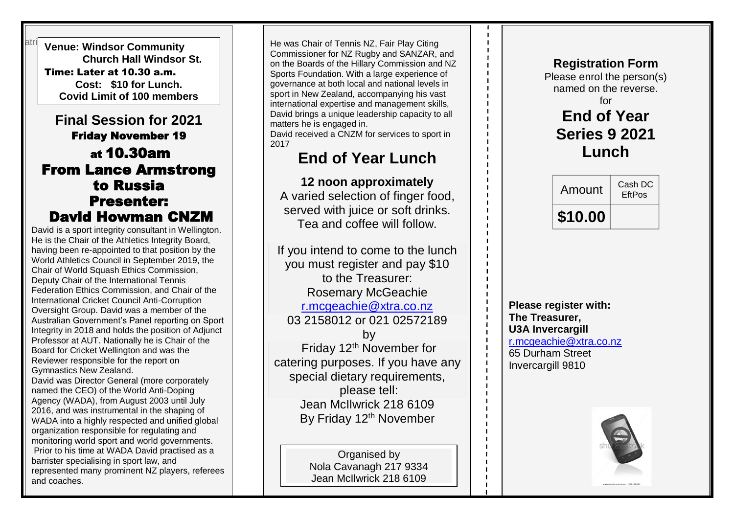**Venue: Windsor Community Church Hall Windsor St.**
**Time: Later at 10.30 a.m.**
**Cost: $10 for Lunch.**
**Covid Limit of 100 members**

## Final Session for 2021

**Friday November 19**

**at 10.30am**

## From Lance Armstrong to Russia

## Presenter: David Howman CNZM

David is a sport integrity consultant in Wellington. He is the Chair of the Athletics Integrity Board, having been re-appointed to that position by the World Athletics Council in September 2019, the Chair of World Squash Ethics Commission, Deputy Chair of the International Tennis Federation Ethics Commission, and Chair of the International Cricket Council Anti-Corruption Oversight Group. David was a member of the Australian Government's Panel reporting on Sport Integrity in 2018 and holds the position of Adjunct Professor at AUT. Nationally he is Chair of the Board for Cricket Wellington and was the Reviewer responsible for the report on Gymnastics New Zealand.

David was Director General (more corporately named the CEO) of the World Anti-Doping Agency (WADA), from August 2003 until July 2016, and was instrumental in the shaping of WADA into a highly respected and unified global organization responsible for regulating and monitoring world sport and world governments.

Prior to his time at WADA David practised as a barrister specialising in sport law, and represented many prominent NZ players, referees and coaches.

He was Chair of Tennis NZ, Fair Play Citing Commissioner for NZ Rugby and SANZAR, and on the Boards of the Hillary Commission and NZ Sports Foundation. With a large experience of governance at both local and national levels in sport in New Zealand, accompanying his vast international expertise and management skills, David brings a unique leadership capacity to all matters he is engaged in.

David received a CNZM for services to sport in 2017

## End of Year Lunch

**12 noon approximately**

A varied selection of finger food, served with juice or soft drinks. Tea and coffee will follow.

If you intend to come to the lunch you must register and pay $10 to the Treasurer: Rosemary McGeachie r.mcgeachie@xtra.co.nz 03 2158012 or 021 02572189 by Friday 12th November for catering purposes. If you have any special dietary requirements, please tell: Jean McIlwrick 218 6109 By Friday 12th November

Organised by
Nola Cavanagh 217 9334
Jean McIlwrick 218 6109

### Registration Form

Please enrol the person(s) named on the reverse.
for

## End of Year Series 9 2021 Lunch

| Amount | Cash DC EftPos |
|---|---|
| **$10.00** | |

**Please register with:**
**The Treasurer,**
**U3A Invercargill**
r.mcgeachie@xtra.co.nz
65 Durham Street
Invercargill 9810